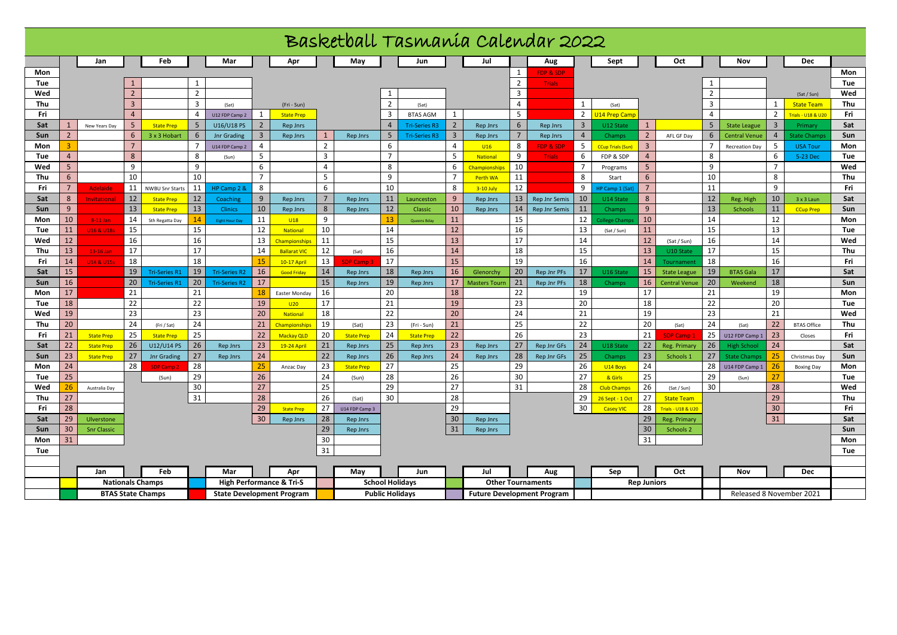# Basketball Tasmania Calendar 2022

| | | Jan | | Feb | | Mar | | Apr | | May | | Jun | | Jul | | Aug | | Sept | | Oct | | Nov | | Dec | |
|---|---|---|---|---|---|---|---|---|---|---|---|---|---|---|---|---|---|---|---|---|---|---|---|---|---|
| Mon | | | | | | | | | | | | | | | 1 | FDP & SDP | | | | | | | | | Mon |
| Tue | | | 1 | | 1 | | | | | | | | | | 2 | Trials | | | | | 1 | | | | Tue |
| Wed | | | 2 | | 2 | | | | | | 1 | | | | 3 | | | | | | 2 | | | (Sat / Sun) | Wed |
| Thu | | | 3 | | 3 | (Sat) | | (Fri - Sun) | | | 2 | (Sat) | | | 4 | | 1 | (Sat) | | | 3 | | 1 | State Team | Thu |
| Fri | | | 4 | | 4 | U12 FDP Camp 2 | 1 | State Prep | | | 3 | BTAS AGM | 1 | | 5 | | 2 | U14 Prep Camp | | | 4 | | 2 | Trials - U18 & U20 | Fri |
| Sat | 1 | New Years Day | 5 | State Prep | 5 | U16/U18 PS | 2 | Rep Jnrs | | | 4 | Tri-Series R3 | 2 | Rep Jnrs | 6 | Rep Jnrs | 3 | U12 State | 1 | | 5 | State League | 3 | Primary | Sat |
| Sun | 2 | | 6 | 3 x 3 Hobart | 6 | Jnr Grading | 3 | Rep Jnrs | 1 | Rep Jnrs | 5 | Tri-Series R3 | 3 | Rep Jnrs | 7 | Rep Jnrs | 4 | Champs | 2 | AFL GF Day | 6 | Central Venue | 4 | State Champs | Sun |
| Mon | 3 | | 7 | | 7 | U14 FDP Camp 2 | 4 | | 2 | | 6 | | 4 | U16 | 8 | FDP & SDP | 5 | CCup Trials (Sun) | 3 | | 7 | Recreation Day | 5 | USA Tour | Mon |
| Tue | 4 | | 8 | | 8 | (Sun) | 5 | | 3 | | 7 | | 5 | National | 9 | Trials | 6 | FDP & SDP | 4 | | 8 | | 6 | 5-23 Dec | Tue |
| Wed | 5 | | 9 | | 9 | | 6 | | 4 | | 8 | | 6 | Championships | 10 | | 7 | Programs | 5 | | 9 | | 7 | | Wed |
| Thu | 6 | | 10 | | 10 | | 7 | | 5 | | 9 | | 7 | Perth WA | 11 | | 8 | Start | 6 | | 10 | | 8 | | Thu |
| Fri | 7 | Adelaide | 11 | NWBU Snr Starts | 11 | HP Camp 2 & | 8 | | 6 | | 10 | | 8 | 3-10 July | 12 | | 9 | HP Camp 1 (Sat) | 7 | | 11 | | 9 | | Fri |
| Sat | 8 | Invitational | 12 | State Prep | 12 | Coaching | 9 | Rep Jnrs | 7 | Rep Jnrs | 11 | Launceston | 9 | Rep Jnrs | 13 | Rep Jnr Semis | 10 | U14 State | 8 | | 12 | Reg. High | 10 | 3 x 3 Laun | Sat |
| Sun | 9 | | 13 | State Prep | 13 | Clinics | 10 | Rep Jnrs | 8 | Rep Jnrs | 12 | Classic | 10 | Rep Jnrs | 14 | Rep Jnr Semis | 11 | Champs | 9 | | 13 | Schools | 11 | CCup Prep | Sun |
| Mon | 10 | 8-11 Jan | 14 | Sth Regatta Day | 14 | Eight Hour Day | 11 | U18 | 9 | | 13 | Queens Bday | 11 | | 15 | | 12 | College Champs | 10 | | 14 | | 12 | | Mon |
| Tue | 11 | U16 & U18s | 15 | | 15 | | 12 | National | 10 | | 14 | | 12 | | 16 | | 13 | (Sat / Sun) | 11 | | 15 | | 13 | | Tue |
| Wed | 12 | | 16 | | 16 | | 13 | Championships | 11 | | 15 | | 13 | | 17 | | 14 | | 12 | (Sat / Sun) | 16 | | 14 | | Wed |
| Thu | 13 | 13-16 Jan | 17 | | 17 | | 14 | Ballarat VIC | 12 | (Sat) | 16 | | 14 | | 18 | | 15 | | 13 | U10 State | 17 | | 15 | | Thu |
| Fri | 14 | U14 & U15s | 18 | | 18 | | 15 | 10-17 April | 13 | SDP Camp 3 | 17 | | 15 | | 19 | | 16 | | 14 | Tournament | 18 | | 16 | | Fri |
| Sat | 15 | | 19 | Tri-Series R1 | 19 | Tri-Series R2 | 16 | Good Friday | 14 | Rep Jnrs | 18 | Rep Jnrs | 16 | Glenorchy | 20 | Rep Jnr PFs | 17 | U16 State | 15 | State League | 19 | BTAS Gala | 17 | | Sat |
| Sun | 16 | | 20 | Tri-Series R1 | 20 | Tri-Series R2 | 17 | | 15 | Rep Jnrs | 19 | Rep Jnrs | 17 | Masters Tourn | 21 | Rep Jnr PFs | 18 | Champs | 16 | Central Venue | 20 | Weekend | 18 | | Sun |
| Mon | 17 | | 21 | | 21 | | 18 | Easter Monday | 16 | | 20 | | 18 | | 22 | | 19 | | 17 | | 21 | | 19 | | Mon |
| Tue | 18 | | 22 | | 22 | | 19 | U20 | 17 | | 21 | | 19 | | 23 | | 20 | | 18 | | 22 | | 20 | | Tue |
| Wed | 19 | | 23 | | 23 | | 20 | National | 18 | | 22 | | 20 | | 24 | | 21 | | 19 | | 23 | | 21 | | Wed |
| Thu | 20 | | 24 | (Fri / Sat) | 24 | | 21 | Championships | 19 | (Sat) | 23 | (Fri - Sun) | 21 | | 25 | | 22 | | 20 | (Sat) | 24 | (Sat) | 22 | BTAS Office | Thu |
| Fri | 21 | State Prep | 25 | State Prep | 25 | | 22 | Mackay QLD | 20 | State Prep | 24 | State Prep | 22 | | 26 | | 23 | | 21 | SDP Camp 1 | 25 | U12 FDP Camp 1 | 23 | Closes | Fri |
| Sat | 22 | State Prep | 26 | U12/U14 PS | 26 | Rep Jnrs | 23 | 19-24 April | 21 | Rep Jnrs | 25 | Rep Jnrs | 23 | Rep Jnrs | 27 | Rep Jnr GFs | 24 | U18 State | 22 | Reg. Primary | 26 | High School | 24 | | Sat |
| Sun | 23 | State Prep | 27 | Jnr Grading | 27 | Rep Jnrs | 24 | | 22 | Rep Jnrs | 26 | Rep Jnrs | 24 | Rep Jnrs | 28 | Rep Jnr GFs | 25 | Champs | 23 | Schools 1 | 27 | State Champs | 25 | Christmas Day | Sun |
| Mon | 24 | | 28 | SDP Camp 2 | 28 | | 25 | Anzac Day | 23 | State Prep | 27 | | 25 | | 29 | | 26 | U14 Boys | 24 | | 28 | U14 FDP Camp 1 | 26 | Boxing Day | Mon |
| Tue | 25 | | | (Sun) | 29 | | 26 | | 24 | (Sun) | 28 | | 26 | | 30 | | 27 | & Girls | 25 | | 29 | (Sun) | 27 | | Tue |
| Wed | 26 | Australia Day | | | 30 | | 27 | | 25 | | 29 | | 27 | | 31 | | 28 | Club Champs | 26 | (Sat / Sun) | 30 | | 28 | | Wed |
| Thu | 27 | | | | 31 | | 28 | | 26 | (Sat) | 30 | | 28 | | | | 29 | 26 Sept - 1 Oct | 27 | State Team | | | 29 | | Thu |
| Fri | 28 | | | | | | 29 | State Prep | 27 | U14 FDP Camp 3 | | | 29 | | | | 30 | Casey VIC | 28 | Trials - U18 & U20 | | | 30 | | Fri |
| Sat | 29 | Ulverstone | | | | | 30 | Rep Jnrs | 28 | Rep Jnrs | | | 30 | Rep Jnrs | | | | | 29 | Reg. Primary | | | 31 | | Sat |
| Sun | 30 | Snr Classic | | | | | | | 29 | Rep Jnrs | | | 31 | Rep Jnrs | | | | | 30 | Schools 2 | | | | | Sun |
| Mon | 31 | | | | | | | | 30 | | | | | | | | | | 31 | | | | | | Mon |
| Tue | | | | | | | | | 31 | | | | | | | | | | | | | | | | Tue |
| | | Jan | | Feb | | Mar | | Apr | | May | | Jun | | Jul | | Aug | | Sep | | Oct | | Nov | | Dec | |

| Legend | | | | |
|---|---|---|---|---|
| Nationals Champs | High Performance & Tri-S | School Holidays | Other Tournaments | Rep Juniors |
| BTAS State Champs | State Development Program | Public Holidays | Future Development Program | Released 8 November 2021 |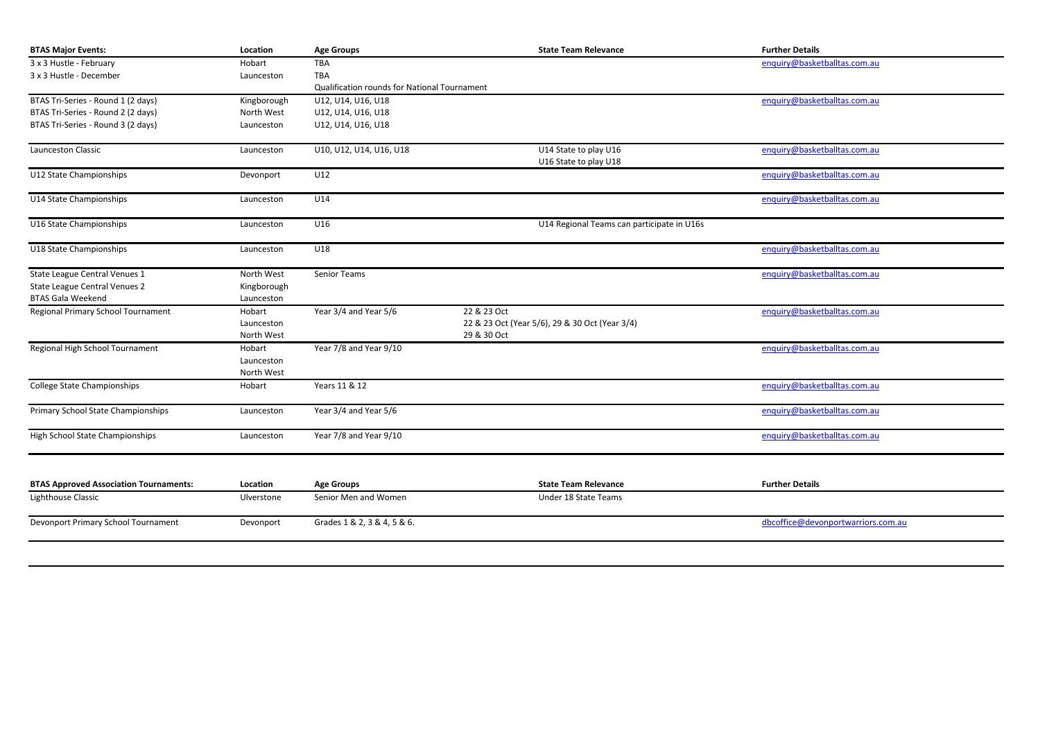| BTAS Major Events: | Location | Age Groups | State Team Relevance | Further Details |
|---|---|---|---|---|
| 3 x 3 Hustle - February | Hobart | TBA | | enquiry@basketballtas.com.au |
| 3 x 3 Hustle - December | Launceston | TBA | | |
| | | Qualification rounds for National Tournament | | |
| BTAS Tri-Series - Round 1 (2 days) | Kingborough | U12, U14, U16, U18 | | enquiry@basketballtas.com.au |
| BTAS Tri-Series - Round 2 (2 days) | North West | U12, U14, U16, U18 | | |
| BTAS Tri-Series - Round 3 (2 days) | Launceston | U12, U14, U16, U18 | | |
| Launceston Classic | Launceston | U10, U12, U14, U16, U18 | U14 State to play U16<br>U16 State to play U18 | enquiry@basketballtas.com.au |
| U12 State Championships | Devonport | U12 | | enquiry@basketballtas.com.au |
| U14 State Championships | Launceston | U14 | | enquiry@basketballtas.com.au |
| U16 State Championships | Launceston | U16 | U14 Regional Teams can participate in U16s | |
| U18 State Championships | Launceston | U18 | | enquiry@basketballtas.com.au |
| State League Central Venues 1 | North West | Senior Teams | | enquiry@basketballtas.com.au |
| State League Central Venues 2 | Kingborough | | | |
| BTAS Gala Weekend | Launceston | | | |
| Regional Primary School Tournament | Hobart<br>Launceston<br>North West | Year 3/4 and Year 5/6 | 22 & 23 Oct<br>22 & 23 Oct (Year 5/6), 29 & 30 Oct (Year 3/4)<br>29 & 30 Oct | enquiry@basketballtas.com.au |
| Regional High School Tournament | Hobart<br>Launceston<br>North West | Year 7/8 and Year 9/10 | | enquiry@basketballtas.com.au |
| College State Championships | Hobart | Years 11 & 12 | | enquiry@basketballtas.com.au |
| Primary School State Championships | Launceston | Year 3/4 and Year 5/6 | | enquiry@basketballtas.com.au |
| High School State Championships | Launceston | Year 7/8 and Year 9/10 | | enquiry@basketballtas.com.au |

| BTAS Approved Association Tournaments: | Location | Age Groups | State Team Relevance | Further Details |
|---|---|---|---|---|
| Lighthouse Classic | Ulverstone | Senior Men and Women | Under 18 State Teams | |
| Devonport Primary School Tournament | Devonport | Grades 1 & 2, 3 & 4, 5 & 6. | | dbcoffice@devonportwarriors.com.au |